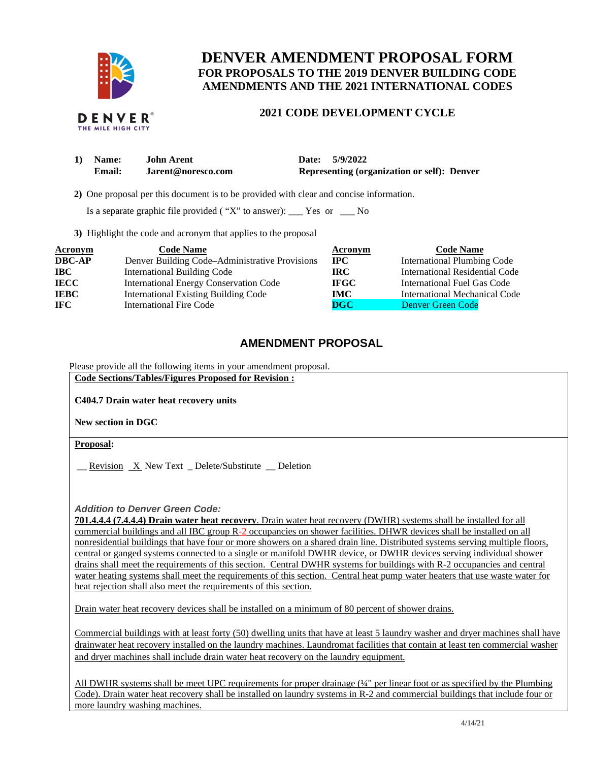# DENVER AMENDMENT PROPOSAL FORM

## FOR PROPOSALS TO THE 2019 DENVER BUILDING CODE AMENDMENTS AND THE 2021 INTERNATIONAL CODES

### 2021 CODE DEVELOPMENT CYCLE

**1) Name:** John Arent  **Date:** 5/9/2022
**Email:** Jarent@noresco.com  **Representing (organization or self):** Denver

**2)** One proposal per this document is to be provided with clear and concise information.

Is a separate graphic file provided ( "X" to answer): ___ Yes or ___ No

**3)** Highlight the code and acronym that applies to the proposal

| Acronym | Code Name | Acronym | Code Name |
|---|---|---|---|
| DBC-AP | Denver Building Code–Administrative Provisions | IPC | International Plumbing Code |
| IBC | International Building Code | IRC | International Residential Code |
| IECC | International Energy Conservation Code | IFGC | International Fuel Gas Code |
| IEBC | International Existing Building Code | IMC | International Mechanical Code |
| IFC | International Fire Code | **DGC** | **Denver Green Code** |

## AMENDMENT PROPOSAL

Please provide all the following items in your amendment proposal.

**Code Sections/Tables/Figures Proposed for Revision :**

**C404.7 Drain water heat recovery units**

**New section in DGC**

**Proposal:**

__ Revision _X_ New Text _ Delete/Substitute __ Deletion

*Addition to Denver Green Code:*

**701.4.4.4 (7.4.4.4) Drain water heat recovery**. Drain water heat recovery (DWHR) systems shall be installed for all commercial buildings and all IBC group R-2 occupancies on shower facilities. DHWR devices shall be installed on all nonresidential buildings that have four or more showers on a shared drain line. Distributed systems serving multiple floors, central or ganged systems connected to a single or manifold DWHR device, or DWHR devices serving individual shower drains shall meet the requirements of this section. Central DWHR systems for buildings with R-2 occupancies and central water heating systems shall meet the requirements of this section. Central heat pump water heaters that use waste water for heat rejection shall also meet the requirements of this section.

Drain water heat recovery devices shall be installed on a minimum of 80 percent of shower drains.

Commercial buildings with at least forty (50) dwelling units that have at least 5 laundry washer and dryer machines shall have drainwater heat recovery installed on the laundry machines. Laundromat facilities that contain at least ten commercial washer and dryer machines shall include drain water heat recovery on the laundry equipment.

All DWHR systems shall be meet UPC requirements for proper drainage (¼" per linear foot or as specified by the Plumbing Code). Drain water heat recovery shall be installed on laundry systems in R-2 and commercial buildings that include four or more laundry washing machines.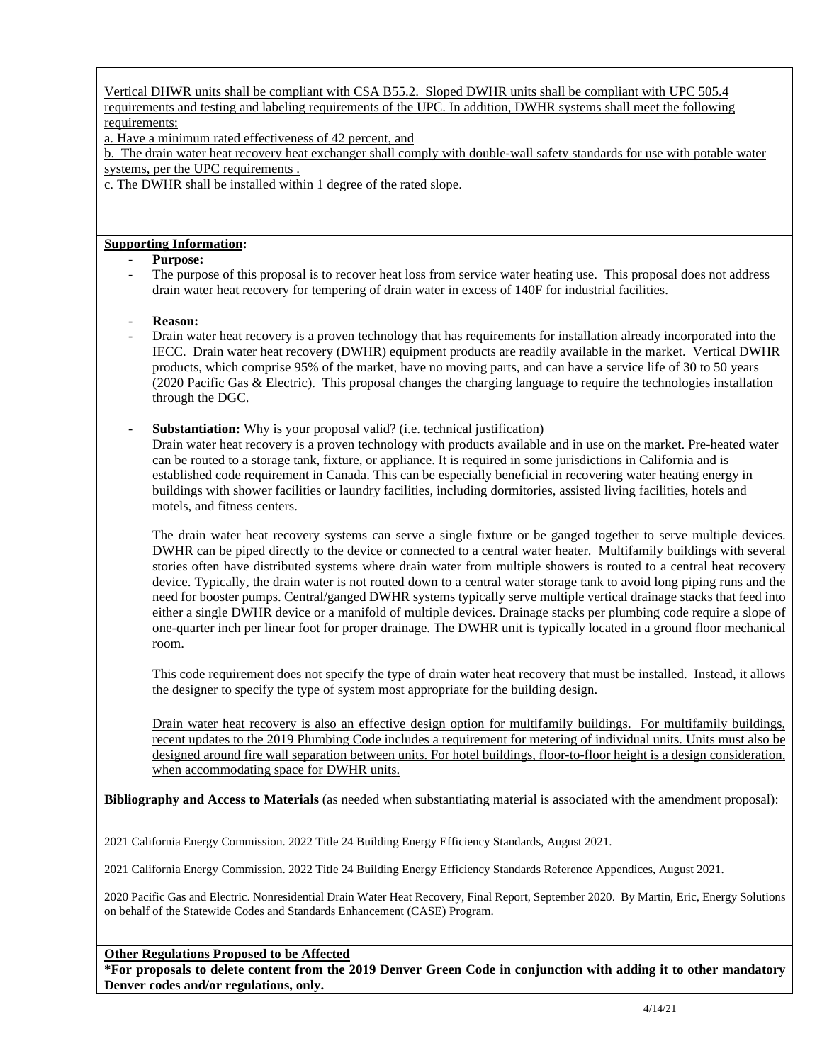Vertical DHWR units shall be compliant with CSA B55.2. Sloped DWHR units shall be compliant with UPC 505.4 requirements and testing and labeling requirements of the UPC. In addition, DWHR systems shall meet the following requirements:

a. Have a minimum rated effectiveness of 42 percent, and

b. The drain water heat recovery heat exchanger shall comply with double-wall safety standards for use with potable water systems, per the UPC requirements .

c. The DWHR shall be installed within 1 degree of the rated slope.

**Supporting Information:**

- **Purpose:**
- The purpose of this proposal is to recover heat loss from service water heating use. This proposal does not address drain water heat recovery for tempering of drain water in excess of 140F for industrial facilities.

- **Reason:**
- Drain water heat recovery is a proven technology that has requirements for installation already incorporated into the IECC. Drain water heat recovery (DWHR) equipment products are readily available in the market. Vertical DWHR products, which comprise 95% of the market, have no moving parts, and can have a service life of 30 to 50 years (2020 Pacific Gas & Electric). This proposal changes the charging language to require the technologies installation through the DGC.

- **Substantiation:** Why is your proposal valid? (i.e. technical justification)

  Drain water heat recovery is a proven technology with products available and in use on the market. Pre-heated water can be routed to a storage tank, fixture, or appliance. It is required in some jurisdictions in California and is established code requirement in Canada. This can be especially beneficial in recovering water heating energy in buildings with shower facilities or laundry facilities, including dormitories, assisted living facilities, hotels and motels, and fitness centers.

  The drain water heat recovery systems can serve a single fixture or be ganged together to serve multiple devices. DWHR can be piped directly to the device or connected to a central water heater. Multifamily buildings with several stories often have distributed systems where drain water from multiple showers is routed to a central heat recovery device. Typically, the drain water is not routed down to a central water storage tank to avoid long piping runs and the need for booster pumps. Central/ganged DWHR systems typically serve multiple vertical drainage stacks that feed into either a single DWHR device or a manifold of multiple devices. Drainage stacks per plumbing code require a slope of one-quarter inch per linear foot for proper drainage. The DWHR unit is typically located in a ground floor mechanical room.

  This code requirement does not specify the type of drain water heat recovery that must be installed. Instead, it allows the designer to specify the type of system most appropriate for the building design.

  Drain water heat recovery is also an effective design option for multifamily buildings. For multifamily buildings, recent updates to the 2019 Plumbing Code includes a requirement for metering of individual units. Units must also be designed around fire wall separation between units. For hotel buildings, floor-to-floor height is a design consideration, when accommodating space for DWHR units.

**Bibliography and Access to Materials** (as needed when substantiating material is associated with the amendment proposal):

2021 California Energy Commission. 2022 Title 24 Building Energy Efficiency Standards, August 2021.

2021 California Energy Commission. 2022 Title 24 Building Energy Efficiency Standards Reference Appendices, August 2021.

2020 Pacific Gas and Electric. Nonresidential Drain Water Heat Recovery, Final Report, September 2020. By Martin, Eric, Energy Solutions on behalf of the Statewide Codes and Standards Enhancement (CASE) Program.

**Other Regulations Proposed to be Affected**

**\*For proposals to delete content from the 2019 Denver Green Code in conjunction with adding it to other mandatory Denver codes and/or regulations, only.**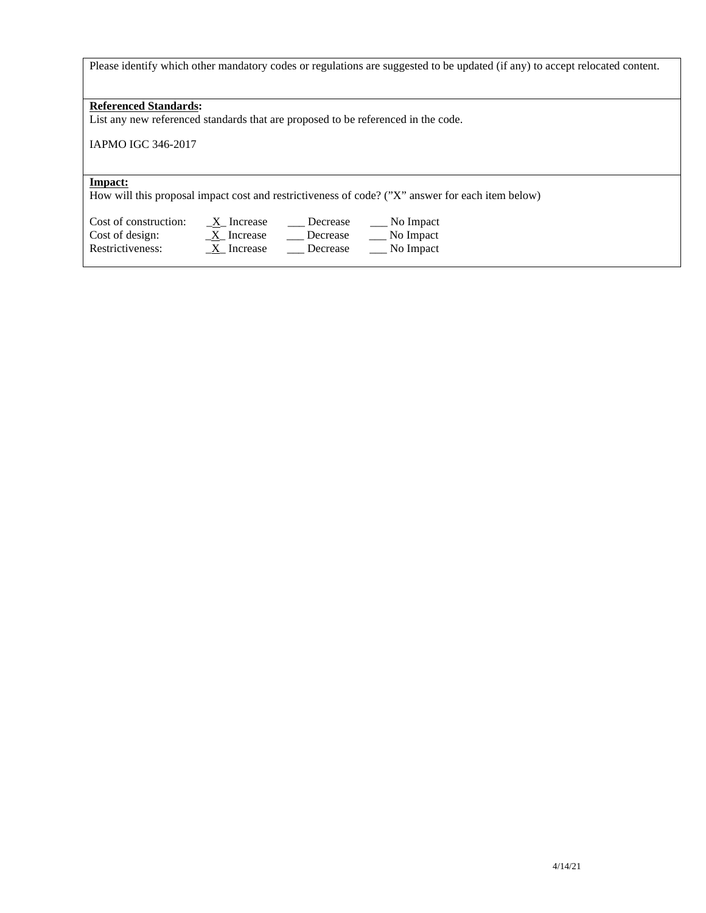Please identify which other mandatory codes or regulations are suggested to be updated (if any) to accept relocated content.

**Referenced Standards:**

List any new referenced standards that are proposed to be referenced in the code.

IAPMO IGC 346-2017

**Impact:**

How will this proposal impact cost and restrictiveness of code? (”X” answer for each item below)

| | | | |
|---|---|---|---|
| Cost of construction: | _X_ Increase | ___ Decrease | ___ No Impact |
| Cost of design: | _X_ Increase | ___ Decrease | ___ No Impact |
| Restrictiveness: | _X_ Increase | ___ Decrease | ___ No Impact |